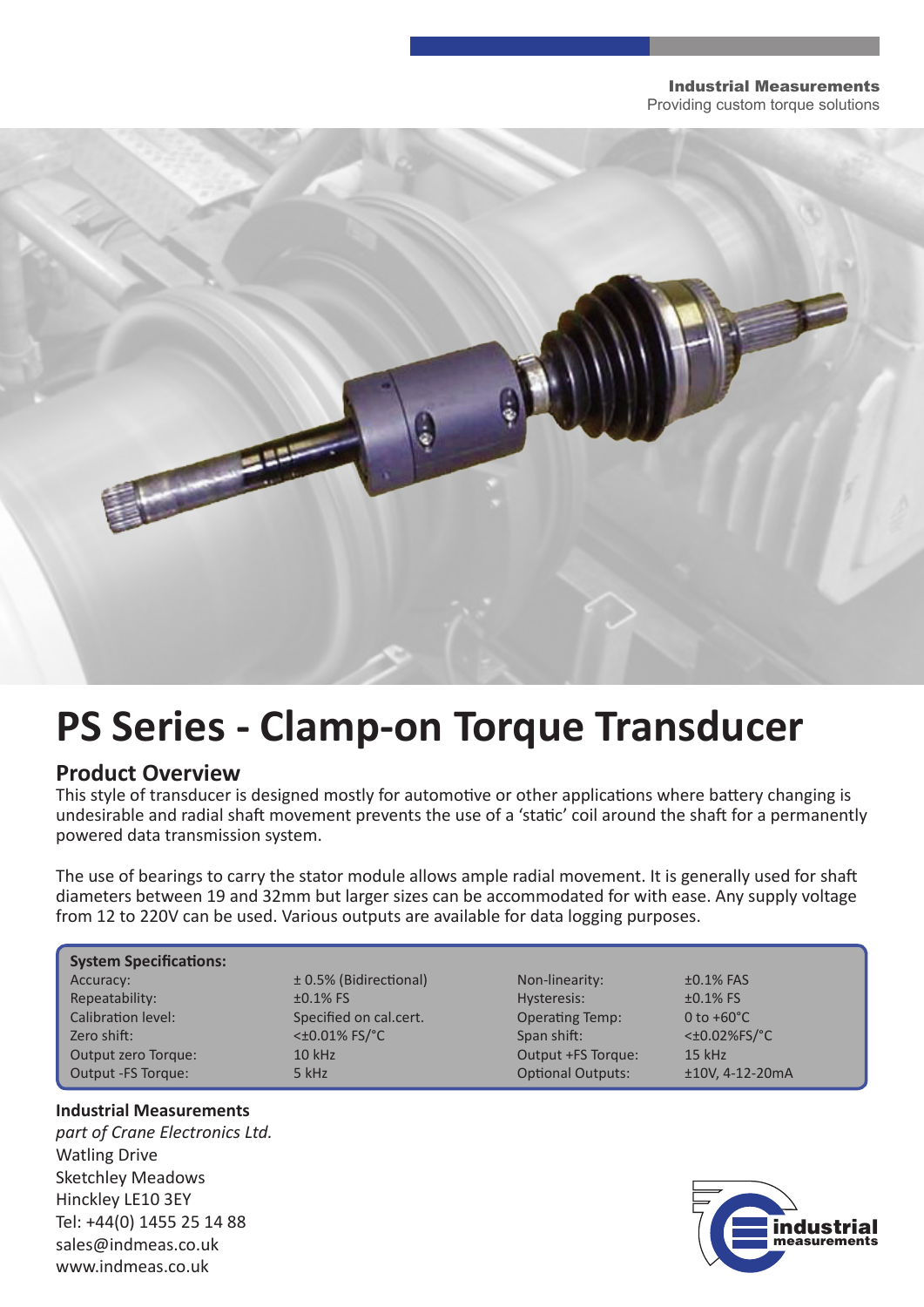**Industrial Measurements**
Providing custom torque solutions

# PS Series - Clamp-on Torque Transducer

## Product Overview

This style of transducer is designed mostly for automotive or other applications where battery changing is undesirable and radial shaft movement prevents the use of a 'static' coil around the shaft for a permanently powered data transmission system.

The use of bearings to carry the stator module allows ample radial movement. It is generally used for shaft diameters between 19 and 32mm but larger sizes can be accommodated for with ease. Any supply voltage from 12 to 220V can be used. Various outputs are available for data logging purposes.

**System Specifications:**

| | | | |
|---|---|---|---|
| Accuracy: | ± 0.5% (Bidirectional) | Non-linearity: | ±0.1% FAS |
| Repeatability: | ±0.1% FS | Hysteresis: | ±0.1% FS |
| Calibration level: | Specified on cal.cert. | Operating Temp: | 0 to +60°C |
| Zero shift: | <±0.01% FS/°C | Span shift: | <±0.02%FS/°C |
| Output zero Torque: | 10 kHz | Output +FS Torque: | 15 kHz |
| Output -FS Torque: | 5 kHz | Optional Outputs: | ±10V, 4-12-20mA |

**Industrial Measurements**
*part of Crane Electronics Ltd.*
Watling Drive
Sketchley Meadows
Hinckley LE10 3EY
Tel: +44(0) 1455 25 14 88
sales@indmeas.co.uk
www.indmeas.co.uk

industrial measurements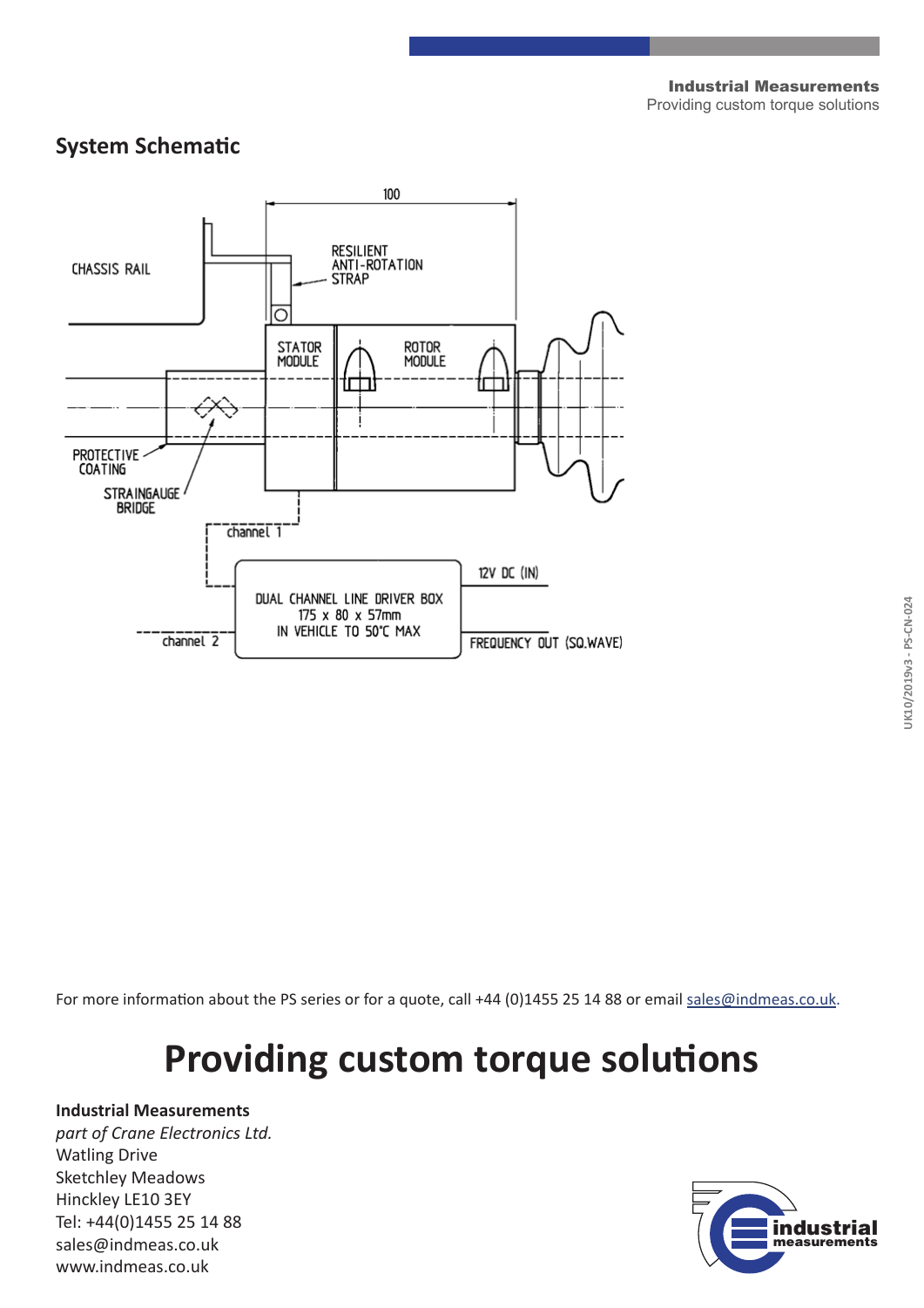## System Schematic

100

CHASSIS RAIL

RESILIENT
ANTI-ROTATION
STRAP

STATOR
MODULE

ROTOR
MODULE

PROTECTIVE
COATING

STRAINGAUGE
BRIDGE

channel 1

DUAL CHANNEL LINE DRIVER BOX
175 x 80 x 57mm
IN VEHICLE TO 50°C MAX

12V DC (IN)

channel 2

FREQUENCY OUT (SQ.WAVE)

For more information about the PS series or for a quote, call +44 (0)1455 25 14 88 or email sales@indmeas.co.uk.

# Providing custom torque solutions

**Industrial Measurements**
*part of Crane Electronics Ltd.*
Watling Drive
Sketchley Meadows
Hinckley LE10 3EY
Tel: +44(0)1455 25 14 88
sales@indmeas.co.uk
www.indmeas.co.uk

UK10/2019v3 - PS-CN-024